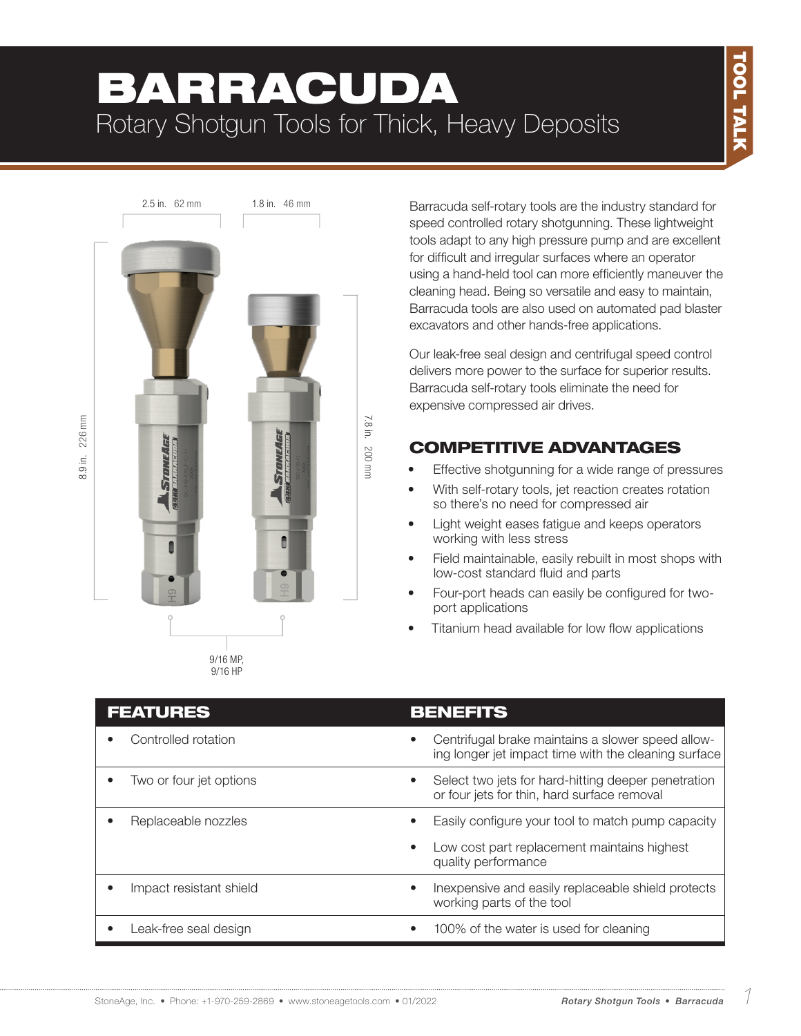# BARRACUDA

## Rotary Shotgun Tools for Thick, Heavy Deposits

2.5 in. 62 mm

1.8 in. 46 mm

8.9 in. 226 mm

7.8 in. 200 mm

9/16 MP, 9/16 HP

Barracuda self-rotary tools are the industry standard for speed controlled rotary shotgunning. These lightweight tools adapt to any high pressure pump and are excellent for difficult and irregular surfaces where an operator using a hand-held tool can more efficiently maneuver the cleaning head. Being so versatile and easy to maintain, Barracuda tools are also used on automated pad blaster excavators and other hands-free applications.

Our leak-free seal design and centrifugal speed control delivers more power to the surface for superior results. Barracuda self-rotary tools eliminate the need for expensive compressed air drives.

## COMPETITIVE ADVANTAGES

- Effective shotgunning for a wide range of pressures
- With self-rotary tools, jet reaction creates rotation so there's no need for compressed air
- Light weight eases fatigue and keeps operators working with less stress
- Field maintainable, easily rebuilt in most shops with low-cost standard fluid and parts
- Four-port heads can easily be configured for two-port applications
- Titanium head available for low flow applications

| FEATURES | BENEFITS |
|---|---|
| • Controlled rotation | • Centrifugal brake maintains a slower speed allowing longer jet impact time with the cleaning surface |
| • Two or four jet options | • Select two jets for hard-hitting deeper penetration or four jets for thin, hard surface removal |
| • Replaceable nozzles | • Easily configure your tool to match pump capacity<br>• Low cost part replacement maintains highest quality performance |
| • Impact resistant shield | • Inexpensive and easily replaceable shield protects working parts of the tool |
| • Leak-free seal design | • 100% of the water is used for cleaning |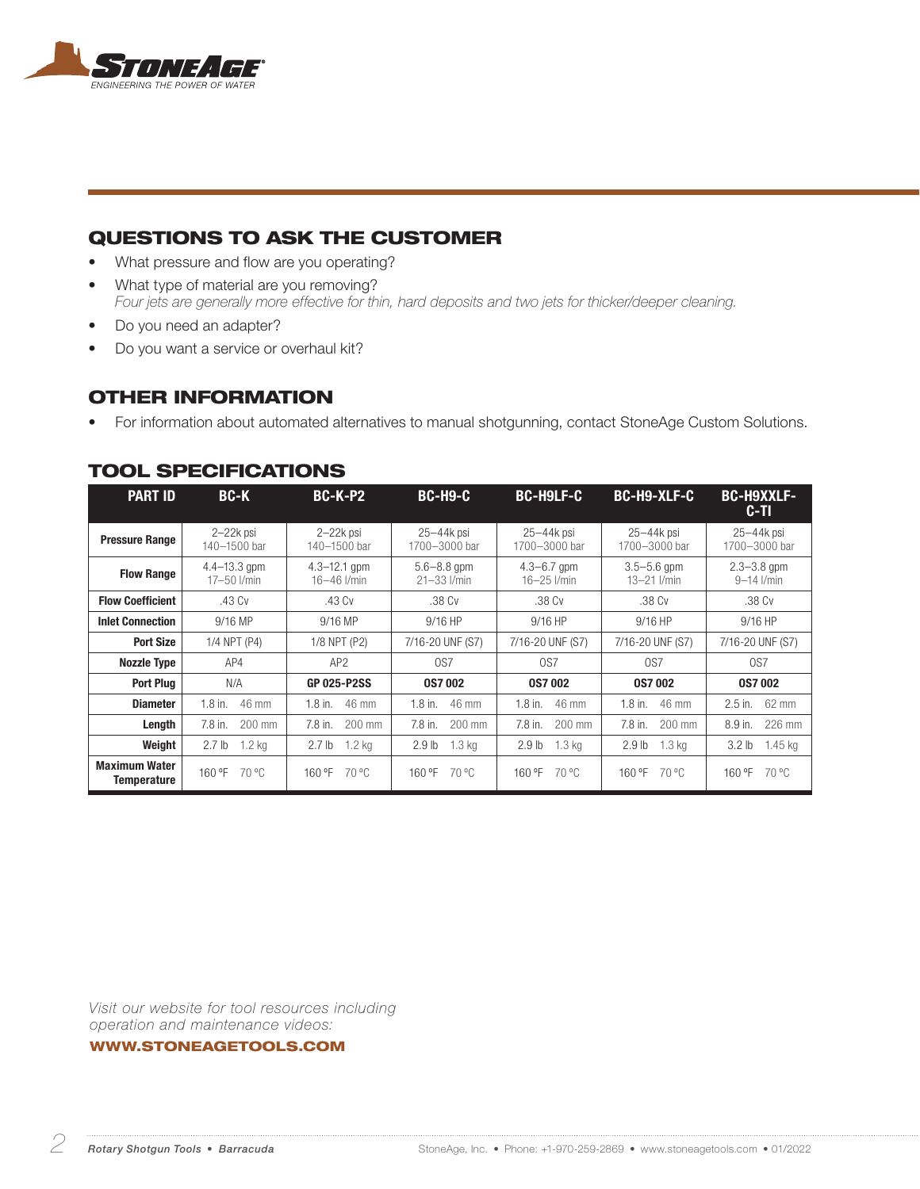## QUESTIONS TO ASK THE CUSTOMER

- What pressure and flow are you operating?
- What type of material are you removing?
  *Four jets are generally more effective for thin, hard deposits and two jets for thicker/deeper cleaning.*
- Do you need an adapter?
- Do you want a service or overhaul kit?

## OTHER INFORMATION

- For information about automated alternatives to manual shotgunning, contact StoneAge Custom Solutions.

## TOOL SPECIFICATIONS

| PART ID | BC-K | BC-K-P2 | BC-H9-C | BC-H9LF-C | BC-H9-XLF-C | BC-H9XXLF-C-TI |
|---|---|---|---|---|---|---|
| **Pressure Range** | 2–22k psi 140–1500 bar | 2–22k psi 140–1500 bar | 25–44k psi 1700–3000 bar | 25–44k psi 1700–3000 bar | 25–44k psi 1700–3000 bar | 25–44k psi 1700–3000 bar |
| **Flow Range** | 4.4–13.3 gpm 17–50 l/min | 4.3–12.1 gpm 16–46 l/min | 5.6–8.8 gpm 21–33 l/min | 4.3–6.7 gpm 16–25 l/min | 3.5–5.6 gpm 13–21 l/min | 2.3–3.8 gpm 9–14 l/min |
| **Flow Coefficient** | .43 Cv | .43 Cv | .38 Cv | .38 Cv | .38 Cv | .38 Cv |
| **Inlet Connection** | 9/16 MP | 9/16 MP | 9/16 HP | 9/16 HP | 9/16 HP | 9/16 HP |
| **Port Size** | 1/4 NPT (P4) | 1/8 NPT (P2) | 7/16-20 UNF (S7) | 7/16-20 UNF (S7) | 7/16-20 UNF (S7) | 7/16-20 UNF (S7) |
| **Nozzle Type** | AP4 | AP2 | OS7 | OS7 | OS7 | OS7 |
| **Port Plug** | N/A | **GP 025-P2SS** | **OS7 002** | **OS7 002** | **OS7 002** | **OS7 002** |
| **Diameter** | 1.8 in. 46 mm | 1.8 in. 46 mm | 1.8 in. 46 mm | 1.8 in. 46 mm | 1.8 in. 46 mm | 2.5 in. 62 mm |
| **Length** | 7.8 in. 200 mm | 7.8 in. 200 mm | 7.8 in. 200 mm | 7.8 in. 200 mm | 7.8 in. 200 mm | 8.9 in. 226 mm |
| **Weight** | 2.7 lb 1.2 kg | 2.7 lb 1.2 kg | 2.9 lb 1.3 kg | 2.9 lb 1.3 kg | 2.9 lb 1.3 kg | 3.2 lb 1.45 kg |
| **Maximum Water Temperature** | 160 °F 70 °C | 160 °F 70 °C | 160 °F 70 °C | 160 °F 70 °C | 160 °F 70 °C | 160 °F 70 °C |

*Visit our website for tool resources including operation and maintenance videos:*

**WWW.STONEAGETOOLS.COM**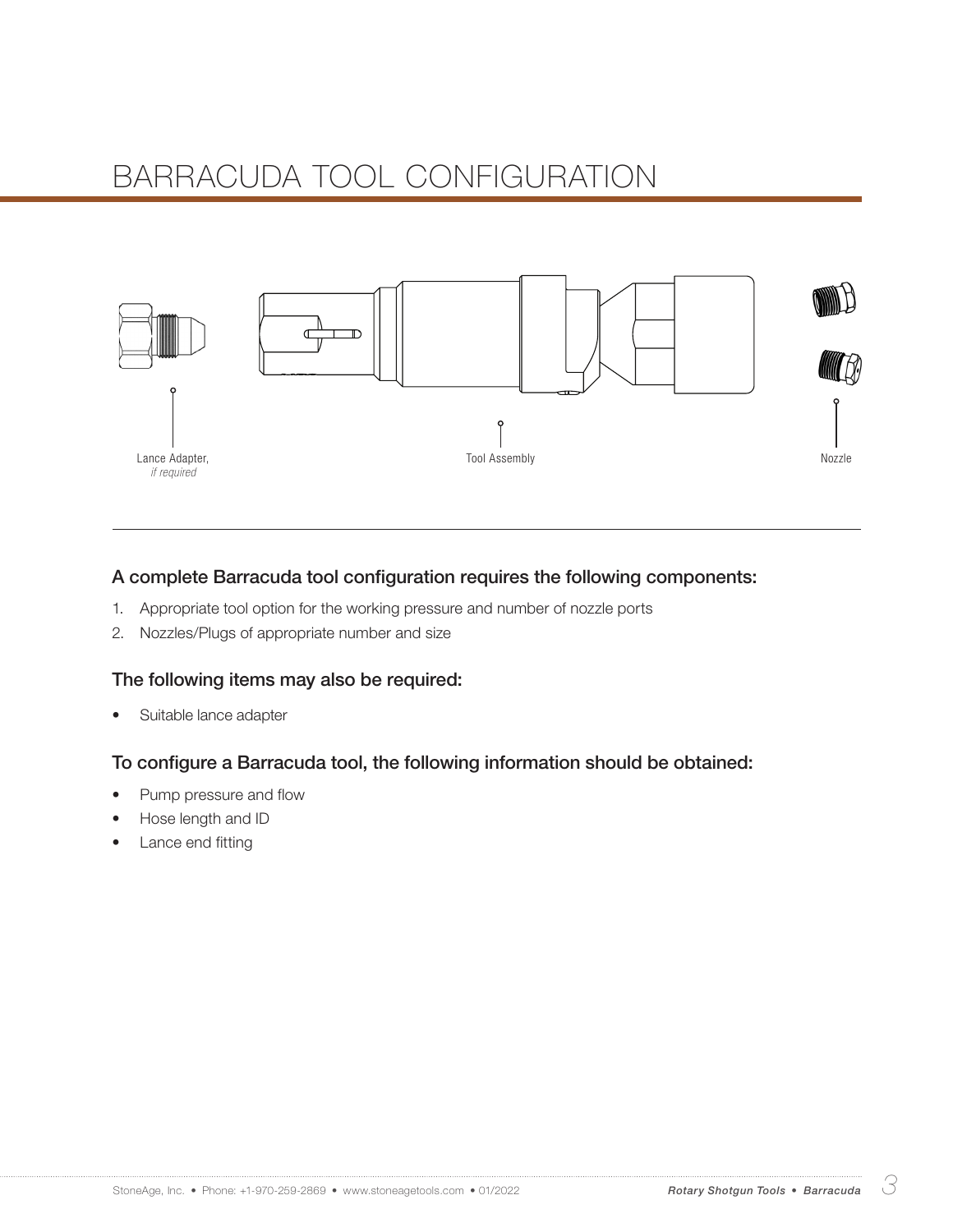# BARRACUDA TOOL CONFIGURATION

Lance Adapter, *if required*

Tool Assembly

Nozzle

### A complete Barracuda tool configuration requires the following components:

1. Appropriate tool option for the working pressure and number of nozzle ports
2. Nozzles/Plugs of appropriate number and size

### The following items may also be required:

- Suitable lance adapter

### To configure a Barracuda tool, the following information should be obtained:

- Pump pressure and flow
- Hose length and ID
- Lance end fitting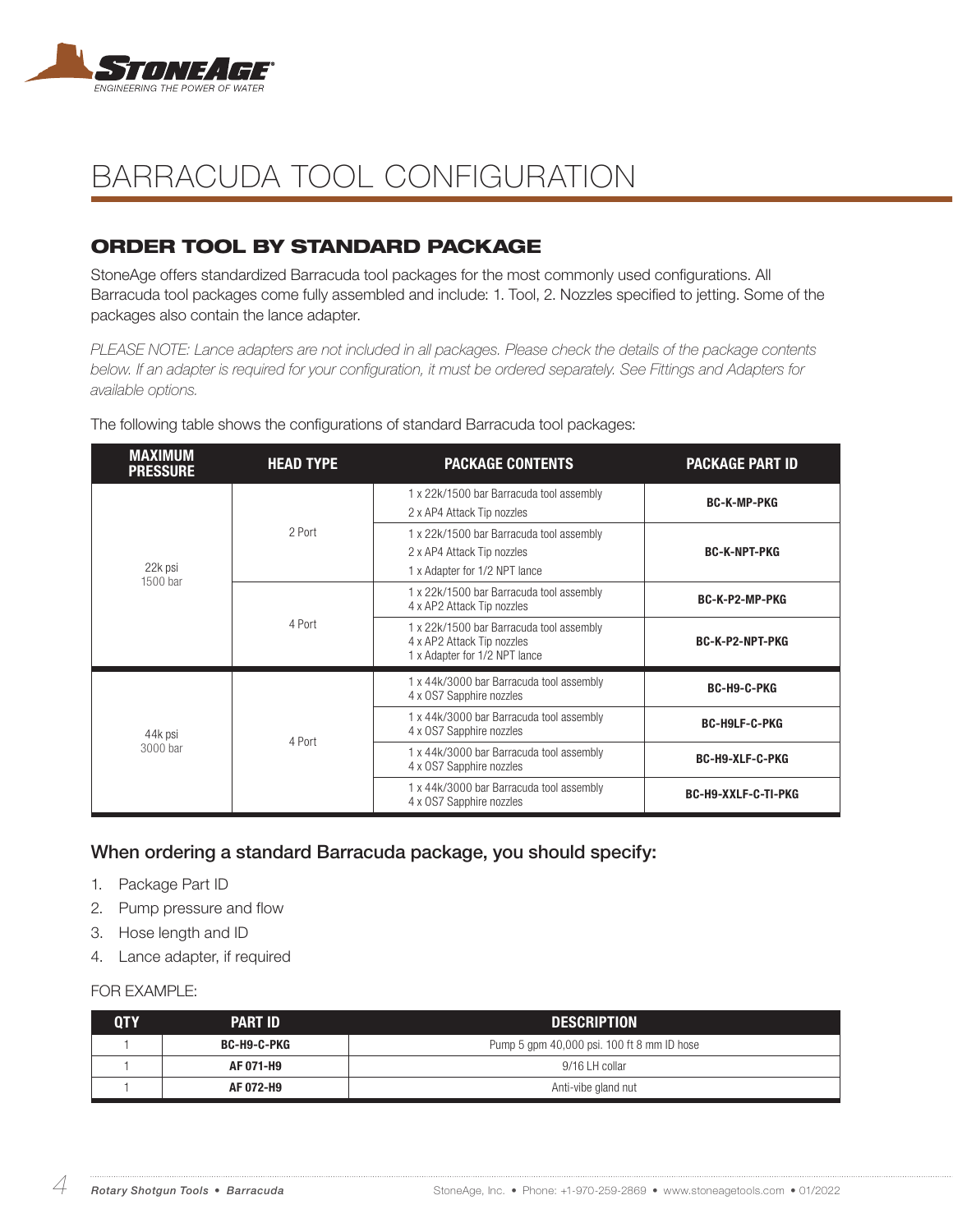# BARRACUDA TOOL CONFIGURATION

## ORDER TOOL BY STANDARD PACKAGE

StoneAge offers standardized Barracuda tool packages for the most commonly used configurations. All Barracuda tool packages come fully assembled and include: 1. Tool, 2. Nozzles specified to jetting. Some of the packages also contain the lance adapter.

*PLEASE NOTE: Lance adapters are not included in all packages. Please check the details of the package contents below. If an adapter is required for your configuration, it must be ordered separately. See Fittings and Adapters for available options.*

The following table shows the configurations of standard Barracuda tool packages:

| MAXIMUM PRESSURE | HEAD TYPE | PACKAGE CONTENTS | PACKAGE PART ID |
|---|---|---|---|
| 22k psi 1500 bar | 2 Port | 1 x 22k/1500 bar Barracuda tool assembly<br>2 x AP4 Attack Tip nozzles | **BC-K-MP-PKG** |
| | | 1 x 22k/1500 bar Barracuda tool assembly<br>2 x AP4 Attack Tip nozzles<br>1 x Adapter for 1/2 NPT lance | **BC-K-NPT-PKG** |
| | 4 Port | 1 x 22k/1500 bar Barracuda tool assembly<br>4 x AP2 Attack Tip nozzles | **BC-K-P2-MP-PKG** |
| | | 1 x 22k/1500 bar Barracuda tool assembly<br>4 x AP2 Attack Tip nozzles<br>1 x Adapter for 1/2 NPT lance | **BC-K-P2-NPT-PKG** |
| 44k psi 3000 bar | 4 Port | 1 x 44k/3000 bar Barracuda tool assembly<br>4 x OS7 Sapphire nozzles | **BC-H9-C-PKG** |
| | | 1 x 44k/3000 bar Barracuda tool assembly<br>4 x OS7 Sapphire nozzles | **BC-H9LF-C-PKG** |
| | | 1 x 44k/3000 bar Barracuda tool assembly<br>4 x OS7 Sapphire nozzles | **BC-H9-XLF-C-PKG** |
| | | 1 x 44k/3000 bar Barracuda tool assembly<br>4 x OS7 Sapphire nozzles | **BC-H9-XXLF-C-TI-PKG** |

### When ordering a standard Barracuda package, you should specify:

1. Package Part ID
2. Pump pressure and flow
3. Hose length and ID
4. Lance adapter, if required

FOR EXAMPLE:

| QTY | PART ID | DESCRIPTION |
|---|---|---|
| 1 | **BC-H9-C-PKG** | Pump 5 gpm 40,000 psi. 100 ft 8 mm ID hose |
| 1 | **AF 071-H9** | 9/16 LH collar |
| 1 | **AF 072-H9** | Anti-vibe gland nut |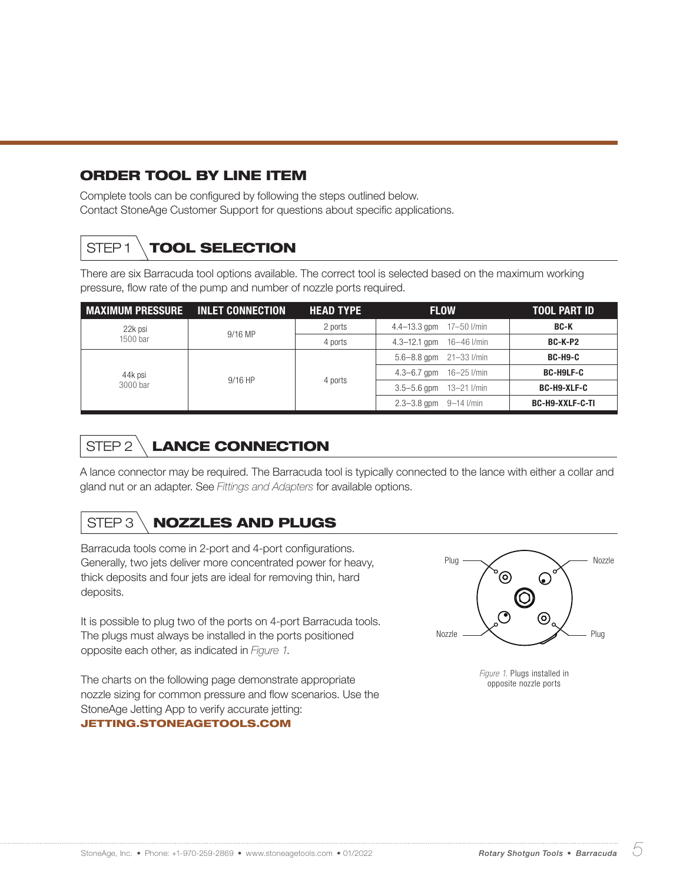## ORDER TOOL BY LINE ITEM

Complete tools can be configured by following the steps outlined below.
Contact StoneAge Customer Support for questions about specific applications.

### STEP 1 TOOL SELECTION

There are six Barracuda tool options available. The correct tool is selected based on the maximum working pressure, flow rate of the pump and number of nozzle ports required.

| MAXIMUM PRESSURE | INLET CONNECTION | HEAD TYPE | FLOW | TOOL PART ID |
|---|---|---|---|---|
| 22k psi 1500 bar | 9/16 MP | 2 ports | 4.4–13.3 gpm 17–50 l/min | **BC-K** |
| | | 4 ports | 4.3–12.1 gpm 16–46 l/min | **BC-K-P2** |
| 44k psi 3000 bar | 9/16 HP | 4 ports | 5.6–8.8 gpm 21–33 l/min | **BC-H9-C** |
| | | | 4.3–6.7 gpm 16–25 l/min | **BC-H9LF-C** |
| | | | 3.5–5.6 gpm 13–21 l/min | **BC-H9-XLF-C** |
| | | | 2.3–3.8 gpm 9–14 l/min | **BC-H9-XXLF-C-TI** |

### STEP 2 LANCE CONNECTION

A lance connector may be required. The Barracuda tool is typically connected to the lance with either a collar and gland nut or an adapter. See *Fittings and Adapters* for available options.

### STEP 3 NOZZLES AND PLUGS

Barracuda tools come in 2-port and 4-port configurations. Generally, two jets deliver more concentrated power for heavy, thick deposits and four jets are ideal for removing thin, hard deposits.

It is possible to plug two of the ports on 4-port Barracuda tools. The plugs must always be installed in the ports positioned opposite each other, as indicated in *Figure 1*.

The charts on the following page demonstrate appropriate nozzle sizing for common pressure and flow scenarios. Use the StoneAge Jetting App to verify accurate jetting:
**JETTING.STONEAGETOOLS.COM**

Plug — Nozzle — Nozzle — Plug

*Figure 1.* Plugs installed in opposite nozzle ports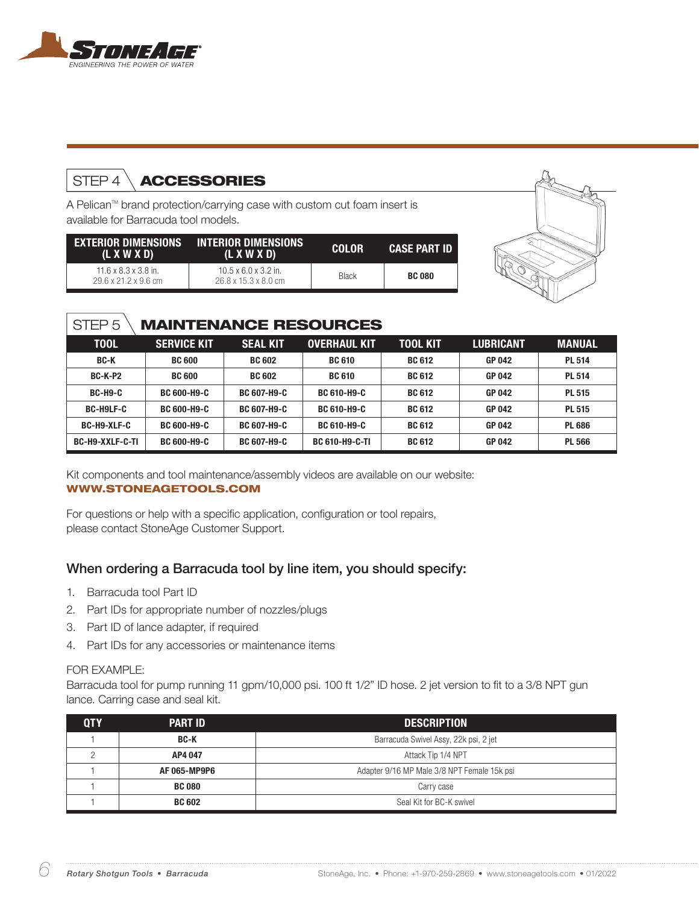## STEP 4 ACCESSORIES

A Pelican™ brand protection/carrying case with custom cut foam insert is available for Barracuda tool models.

| EXTERIOR DIMENSIONS (L X W X D) | INTERIOR DIMENSIONS (L X W X D) | COLOR | CASE PART ID |
|---|---|---|---|
| 11.6 x 8.3 x 3.8 in. 29.6 x 21.2 x 9.6 cm | 10.5 x 6.0 x 3.2 in. 26.8 x 15.3 x 8.0 cm | Black | **BC 080** |

## STEP 5 MAINTENANCE RESOURCES

| TOOL | SERVICE KIT | SEAL KIT | OVERHAUL KIT | TOOL KIT | LUBRICANT | MANUAL |
|---|---|---|---|---|---|---|
| **BC-K** | **BC 600** | **BC 602** | **BC 610** | **BC 612** | **GP 042** | **PL 514** |
| **BC-K-P2** | **BC 600** | **BC 602** | **BC 610** | **BC 612** | **GP 042** | **PL 514** |
| **BC-H9-C** | **BC 600-H9-C** | **BC 607-H9-C** | **BC 610-H9-C** | **BC 612** | **GP 042** | **PL 515** |
| **BC-H9LF-C** | **BC 600-H9-C** | **BC 607-H9-C** | **BC 610-H9-C** | **BC 612** | **GP 042** | **PL 515** |
| **BC-H9-XLF-C** | **BC 600-H9-C** | **BC 607-H9-C** | **BC 610-H9-C** | **BC 612** | **GP 042** | **PL 686** |
| **BC-H9-XXLF-C-TI** | **BC 600-H9-C** | **BC 607-H9-C** | **BC 610-H9-C-TI** | **BC 612** | **GP 042** | **PL 566** |

Kit components and tool maintenance/assembly videos are available on our website:
**WWW.STONEAGETOOLS.COM**

For questions or help with a specific application, configuration or tool repairs, please contact StoneAge Customer Support.

### When ordering a Barracuda tool by line item, you should specify:

1. Barracuda tool Part ID
2. Part IDs for appropriate number of nozzles/plugs
3. Part ID of lance adapter, if required
4. Part IDs for any accessories or maintenance items

FOR EXAMPLE:
Barracuda tool for pump running 11 gpm/10,000 psi. 100 ft 1/2" ID hose. 2 jet version to fit to a 3/8 NPT gun lance. Carring case and seal kit.

| QTY | PART ID | DESCRIPTION |
|---|---|---|
| 1 | **BC-K** | Barracuda Swivel Assy, 22k psi, 2 jet |
| 2 | **AP4 047** | Attack Tip 1/4 NPT |
| 1 | **AF 065-MP9P6** | Adapter 9/16 MP Male 3/8 NPT Female 15k psi |
| 1 | **BC 080** | Carry case |
| 1 | **BC 602** | Seal Kit for BC-K swivel |